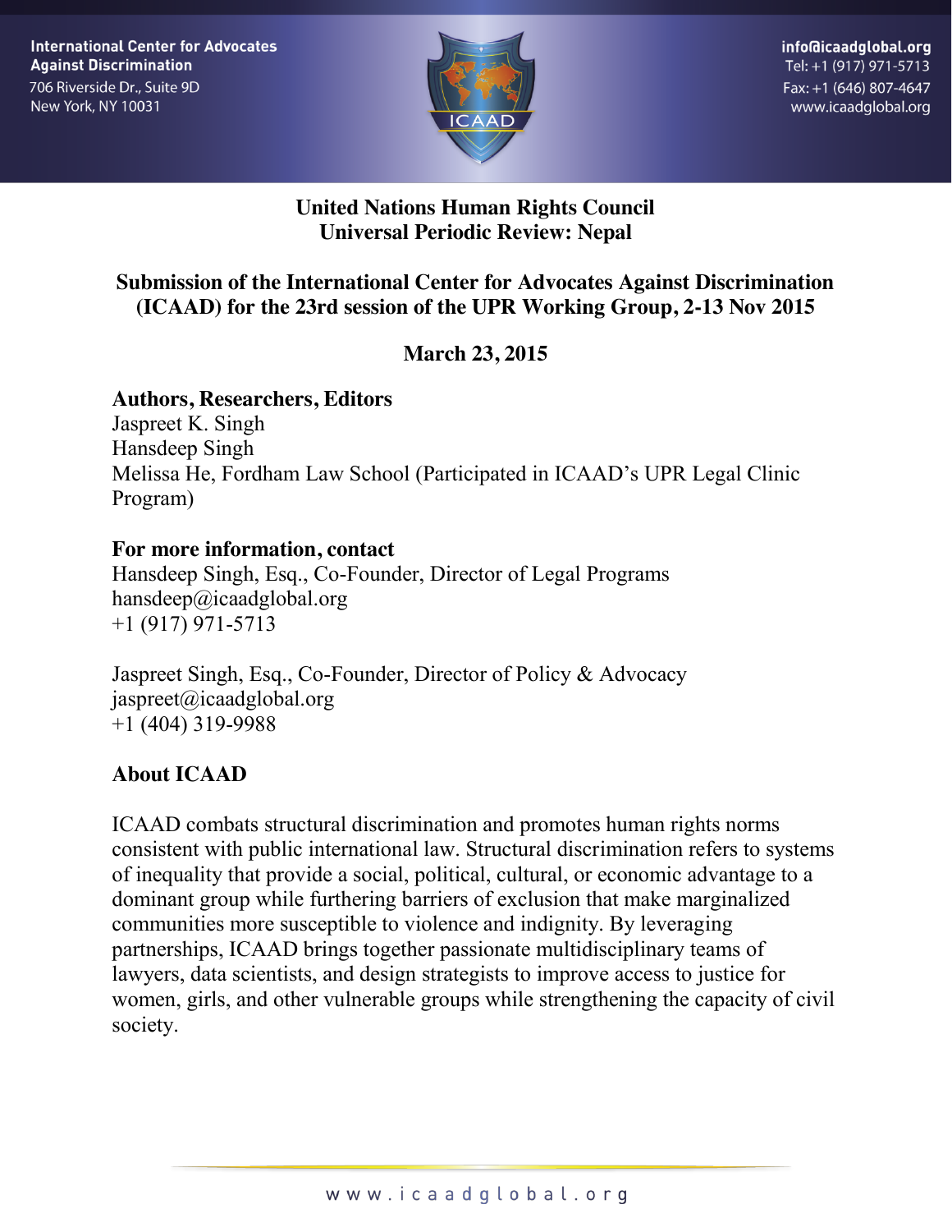International Center for Advocates Against Discrimination
706 Riverside Dr., Suite 9D
New York, NY 10031

info@icaadglobal.org
Tel: +1 (917) 971-5713
Fax: +1 (646) 807-4647
www.icaadglobal.org

# United Nations Human Rights Council
# Universal Periodic Review: Nepal

## Submission of the International Center for Advocates Against Discrimination (ICAAD) for the 23rd session of the UPR Working Group, 2-13 Nov 2015

**March 23, 2015**

**Authors, Researchers, Editors**
Jaspreet K. Singh
Hansdeep Singh
Melissa He, Fordham Law School (Participated in ICAAD's UPR Legal Clinic Program)

**For more information, contact**
Hansdeep Singh, Esq., Co-Founder, Director of Legal Programs
hansdeep@icaadglobal.org
+1 (917) 971-5713

Jaspreet Singh, Esq., Co-Founder, Director of Policy & Advocacy
jaspreet@icaadglobal.org
+1 (404) 319-9988

### About ICAAD

ICAAD combats structural discrimination and promotes human rights norms consistent with public international law. Structural discrimination refers to systems of inequality that provide a social, political, cultural, or economic advantage to a dominant group while furthering barriers of exclusion that make marginalized communities more susceptible to violence and indignity. By leveraging partnerships, ICAAD brings together passionate multidisciplinary teams of lawyers, data scientists, and design strategists to improve access to justice for women, girls, and other vulnerable groups while strengthening the capacity of civil society.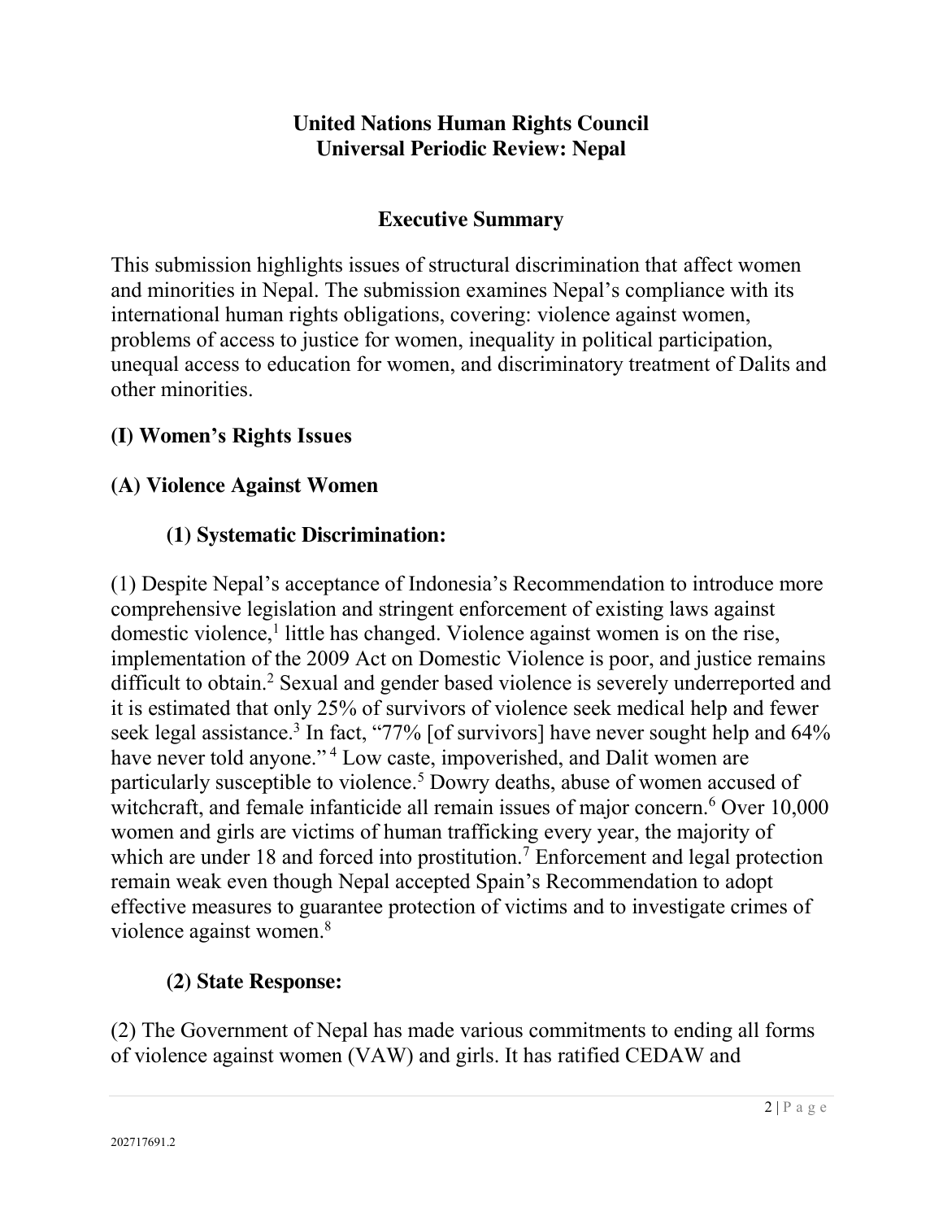# United Nations Human Rights Council
# Universal Periodic Review: Nepal

## Executive Summary

This submission highlights issues of structural discrimination that affect women and minorities in Nepal. The submission examines Nepal's compliance with its international human rights obligations, covering: violence against women, problems of access to justice for women, inequality in political participation, unequal access to education for women, and discriminatory treatment of Dalits and other minorities.

## (I) Women's Rights Issues

## (A) Violence Against Women

### (1) Systematic Discrimination:

(1) Despite Nepal's acceptance of Indonesia's Recommendation to introduce more comprehensive legislation and stringent enforcement of existing laws against domestic violence,[1] little has changed. Violence against women is on the rise, implementation of the 2009 Act on Domestic Violence is poor, and justice remains difficult to obtain.[2] Sexual and gender based violence is severely underreported and it is estimated that only 25% of survivors of violence seek medical help and fewer seek legal assistance.[3] In fact, "77% [of survivors] have never sought help and 64% have never told anyone."[4] Low caste, impoverished, and Dalit women are particularly susceptible to violence.[5] Dowry deaths, abuse of women accused of witchcraft, and female infanticide all remain issues of major concern.[6] Over 10,000 women and girls are victims of human trafficking every year, the majority of which are under 18 and forced into prostitution.[7] Enforcement and legal protection remain weak even though Nepal accepted Spain's Recommendation to adopt effective measures to guarantee protection of victims and to investigate crimes of violence against women.[8]

### (2) State Response:

(2) The Government of Nepal has made various commitments to ending all forms of violence against women (VAW) and girls. It has ratified CEDAW and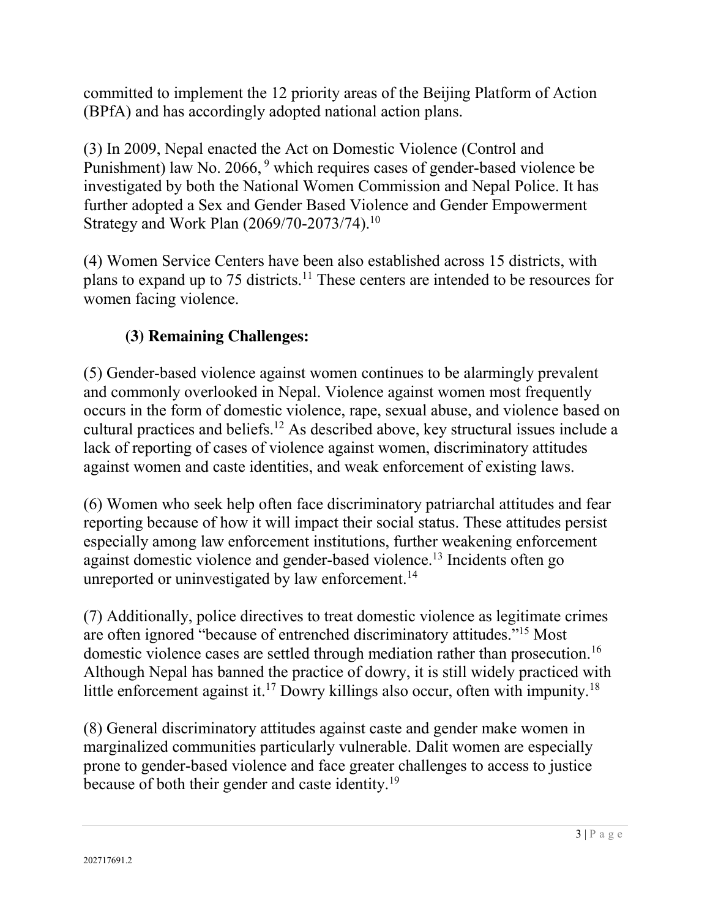committed to implement the 12 priority areas of the Beijing Platform of Action (BPfA) and has accordingly adopted national action plans.

(3) In 2009, Nepal enacted the Act on Domestic Violence (Control and Punishment) law No. 2066, [9] which requires cases of gender-based violence be investigated by both the National Women Commission and Nepal Police. It has further adopted a Sex and Gender Based Violence and Gender Empowerment Strategy and Work Plan (2069/70-2073/74).[10]

(4) Women Service Centers have been also established across 15 districts, with plans to expand up to 75 districts.[11] These centers are intended to be resources for women facing violence.

### (3) Remaining Challenges:

(5) Gender-based violence against women continues to be alarmingly prevalent and commonly overlooked in Nepal. Violence against women most frequently occurs in the form of domestic violence, rape, sexual abuse, and violence based on cultural practices and beliefs.[12] As described above, key structural issues include a lack of reporting of cases of violence against women, discriminatory attitudes against women and caste identities, and weak enforcement of existing laws.

(6) Women who seek help often face discriminatory patriarchal attitudes and fear reporting because of how it will impact their social status. These attitudes persist especially among law enforcement institutions, further weakening enforcement against domestic violence and gender-based violence.[13] Incidents often go unreported or uninvestigated by law enforcement.[14]

(7) Additionally, police directives to treat domestic violence as legitimate crimes are often ignored "because of entrenched discriminatory attitudes."[15] Most domestic violence cases are settled through mediation rather than prosecution.[16] Although Nepal has banned the practice of dowry, it is still widely practiced with little enforcement against it.[17] Dowry killings also occur, often with impunity.[18]

(8) General discriminatory attitudes against caste and gender make women in marginalized communities particularly vulnerable. Dalit women are especially prone to gender-based violence and face greater challenges to access to justice because of both their gender and caste identity.[19]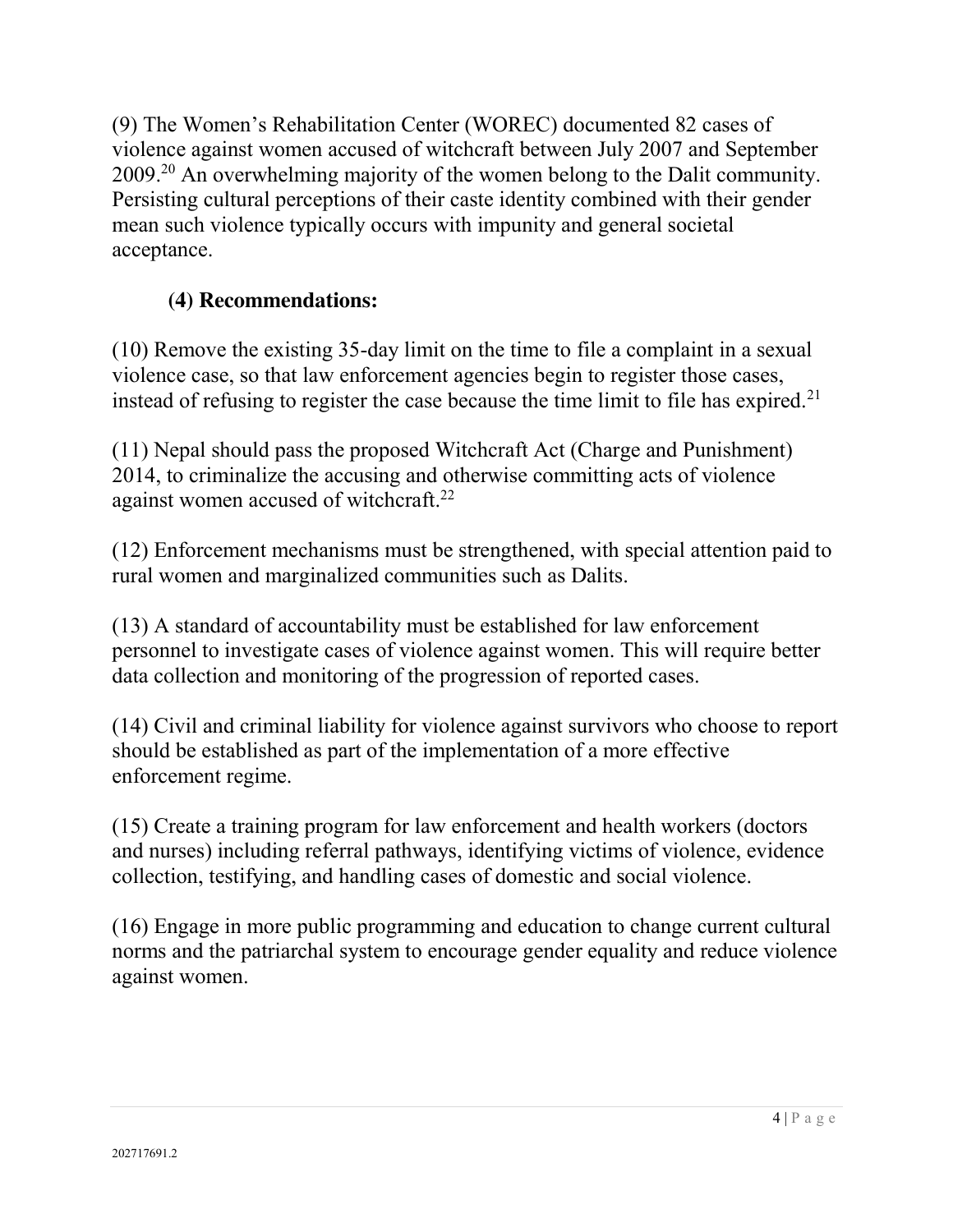(9) The Women's Rehabilitation Center (WOREC) documented 82 cases of violence against women accused of witchcraft between July 2007 and September 2009.[20] An overwhelming majority of the women belong to the Dalit community. Persisting cultural perceptions of their caste identity combined with their gender mean such violence typically occurs with impunity and general societal acceptance.

### (4) Recommendations:

(10) Remove the existing 35-day limit on the time to file a complaint in a sexual violence case, so that law enforcement agencies begin to register those cases, instead of refusing to register the case because the time limit to file has expired.[21]

(11) Nepal should pass the proposed Witchcraft Act (Charge and Punishment) 2014, to criminalize the accusing and otherwise committing acts of violence against women accused of witchcraft.[22]

(12) Enforcement mechanisms must be strengthened, with special attention paid to rural women and marginalized communities such as Dalits.

(13) A standard of accountability must be established for law enforcement personnel to investigate cases of violence against women. This will require better data collection and monitoring of the progression of reported cases.

(14) Civil and criminal liability for violence against survivors who choose to report should be established as part of the implementation of a more effective enforcement regime.

(15) Create a training program for law enforcement and health workers (doctors and nurses) including referral pathways, identifying victims of violence, evidence collection, testifying, and handling cases of domestic and social violence.

(16) Engage in more public programming and education to change current cultural norms and the patriarchal system to encourage gender equality and reduce violence against women.

202717691.2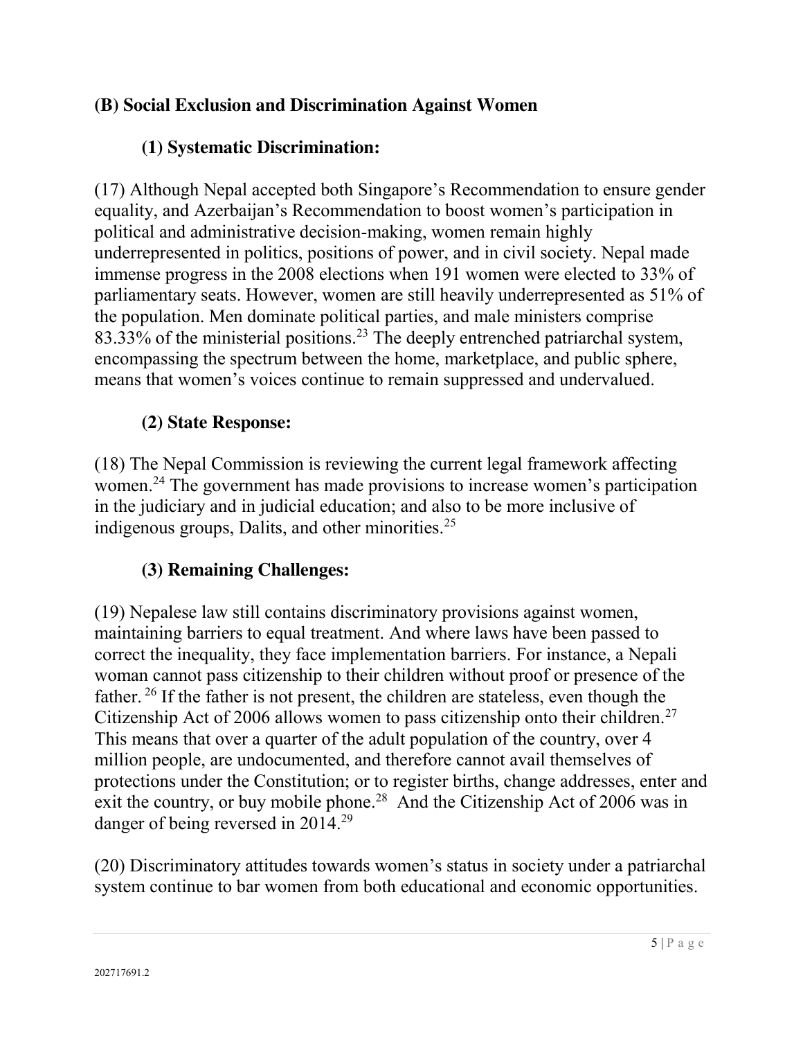## (B) Social Exclusion and Discrimination Against Women

### (1) Systematic Discrimination:

(17) Although Nepal accepted both Singapore's Recommendation to ensure gender equality, and Azerbaijan's Recommendation to boost women's participation in political and administrative decision-making, women remain highly underrepresented in politics, positions of power, and in civil society. Nepal made immense progress in the 2008 elections when 191 women were elected to 33% of parliamentary seats. However, women are still heavily underrepresented as 51% of the population. Men dominate political parties, and male ministers comprise 83.33% of the ministerial positions.[23] The deeply entrenched patriarchal system, encompassing the spectrum between the home, marketplace, and public sphere, means that women's voices continue to remain suppressed and undervalued.

### (2) State Response:

(18) The Nepal Commission is reviewing the current legal framework affecting women.[24] The government has made provisions to increase women's participation in the judiciary and in judicial education; and also to be more inclusive of indigenous groups, Dalits, and other minorities.[25]

### (3) Remaining Challenges:

(19) Nepalese law still contains discriminatory provisions against women, maintaining barriers to equal treatment. And where laws have been passed to correct the inequality, they face implementation barriers. For instance, a Nepali woman cannot pass citizenship to their children without proof or presence of the father.[26] If the father is not present, the children are stateless, even though the Citizenship Act of 2006 allows women to pass citizenship onto their children.[27] This means that over a quarter of the adult population of the country, over 4 million people, are undocumented, and therefore cannot avail themselves of protections under the Constitution; or to register births, change addresses, enter and exit the country, or buy mobile phone.[28] And the Citizenship Act of 2006 was in danger of being reversed in 2014.[29]

(20) Discriminatory attitudes towards women's status in society under a patriarchal system continue to bar women from both educational and economic opportunities.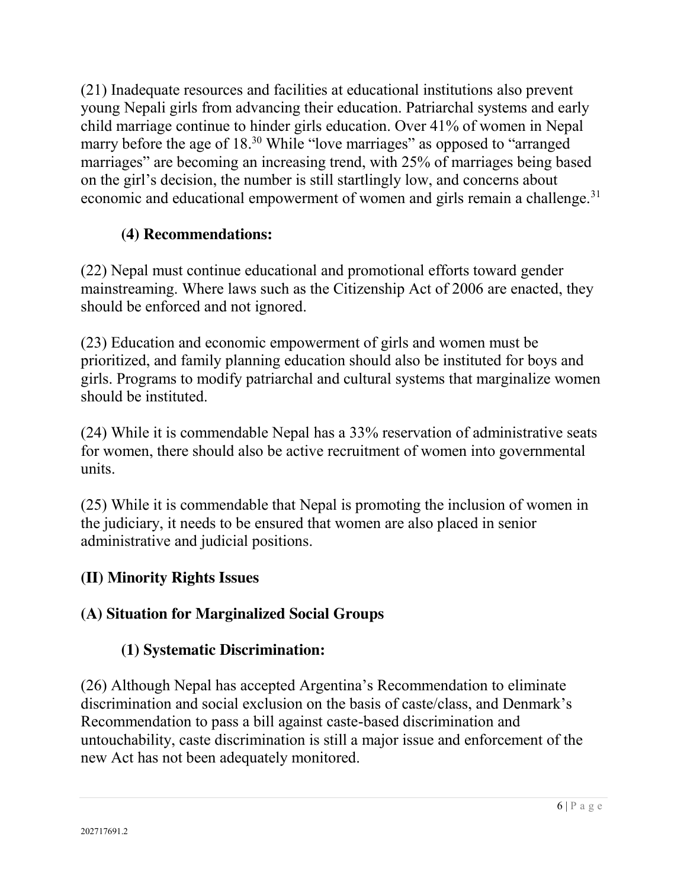(21) Inadequate resources and facilities at educational institutions also prevent young Nepali girls from advancing their education. Patriarchal systems and early child marriage continue to hinder girls education. Over 41% of women in Nepal marry before the age of 18.[30] While "love marriages" as opposed to "arranged marriages" are becoming an increasing trend, with 25% of marriages being based on the girl's decision, the number is still startlingly low, and concerns about economic and educational empowerment of women and girls remain a challenge.[31]

### (4) Recommendations:

(22) Nepal must continue educational and promotional efforts toward gender mainstreaming. Where laws such as the Citizenship Act of 2006 are enacted, they should be enforced and not ignored.

(23) Education and economic empowerment of girls and women must be prioritized, and family planning education should also be instituted for boys and girls. Programs to modify patriarchal and cultural systems that marginalize women should be instituted.

(24) While it is commendable Nepal has a 33% reservation of administrative seats for women, there should also be active recruitment of women into governmental units.

(25) While it is commendable that Nepal is promoting the inclusion of women in the judiciary, it needs to be ensured that women are also placed in senior administrative and judicial positions.

## (II) Minority Rights Issues

## (A) Situation for Marginalized Social Groups

### (1) Systematic Discrimination:

(26) Although Nepal has accepted Argentina's Recommendation to eliminate discrimination and social exclusion on the basis of caste/class, and Denmark's Recommendation to pass a bill against caste-based discrimination and untouchability, caste discrimination is still a major issue and enforcement of the new Act has not been adequately monitored.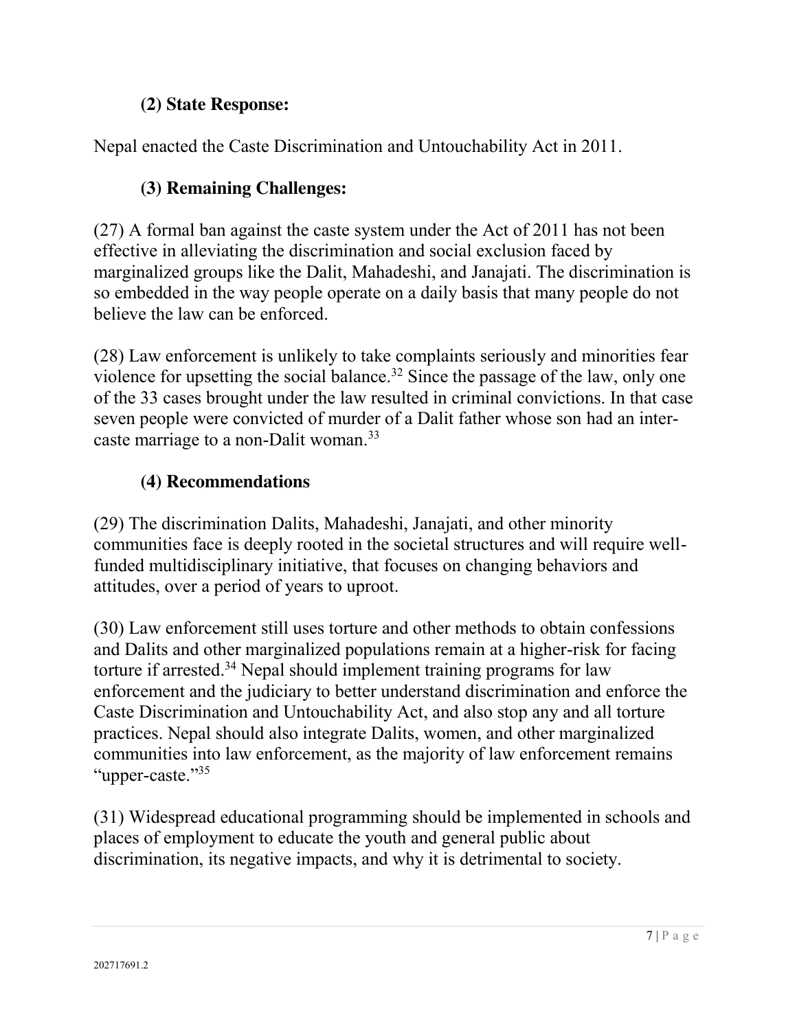### (2) State Response:

Nepal enacted the Caste Discrimination and Untouchability Act in 2011.

### (3) Remaining Challenges:

(27) A formal ban against the caste system under the Act of 2011 has not been effective in alleviating the discrimination and social exclusion faced by marginalized groups like the Dalit, Mahadeshi, and Janajati. The discrimination is so embedded in the way people operate on a daily basis that many people do not believe the law can be enforced.

(28) Law enforcement is unlikely to take complaints seriously and minorities fear violence for upsetting the social balance.[32] Since the passage of the law, only one of the 33 cases brought under the law resulted in criminal convictions. In that case seven people were convicted of murder of a Dalit father whose son had an inter-caste marriage to a non-Dalit woman.[33]

### (4) Recommendations

(29) The discrimination Dalits, Mahadeshi, Janajati, and other minority communities face is deeply rooted in the societal structures and will require well-funded multidisciplinary initiative, that focuses on changing behaviors and attitudes, over a period of years to uproot.

(30) Law enforcement still uses torture and other methods to obtain confessions and Dalits and other marginalized populations remain at a higher-risk for facing torture if arrested.[34] Nepal should implement training programs for law enforcement and the judiciary to better understand discrimination and enforce the Caste Discrimination and Untouchability Act, and also stop any and all torture practices. Nepal should also integrate Dalits, women, and other marginalized communities into law enforcement, as the majority of law enforcement remains "upper-caste."[35]

(31) Widespread educational programming should be implemented in schools and places of employment to educate the youth and general public about discrimination, its negative impacts, and why it is detrimental to society.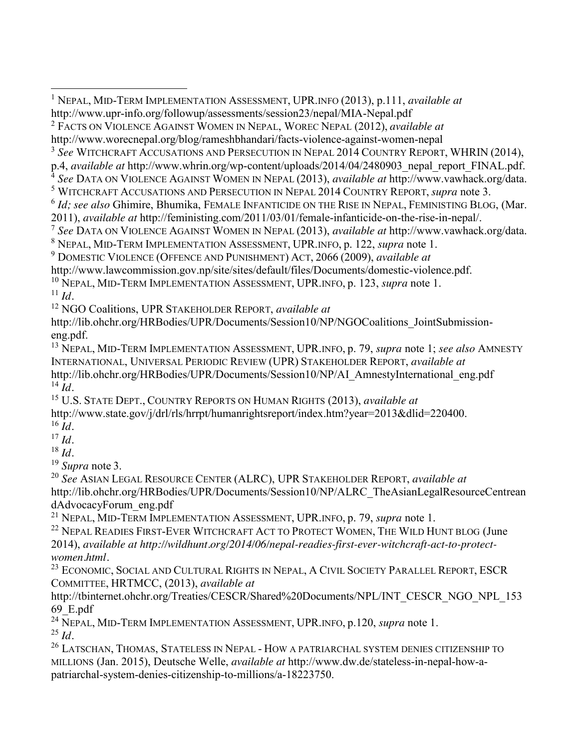[1] NEPAL, MID-TERM IMPLEMENTATION ASSESSMENT, UPR.INFO (2013), p.111, *available at* http://www.upr-info.org/followup/assessments/session23/nepal/MIA-Nepal.pdf

[2] FACTS ON VIOLENCE AGAINST WOMEN IN NEPAL, WOREC NEPAL (2012), *available at* http://www.worecnepal.org/blog/rameshbhandari/facts-violence-against-women-nepal

[3] *See* WITCHCRAFT ACCUSATIONS AND PERSECUTION IN NEPAL 2014 COUNTRY REPORT, WHRIN (2014), p.4, *available at* http://www.whrin.org/wp-content/uploads/2014/04/2480903_nepal_report_FINAL.pdf.

[4] *See* DATA ON VIOLENCE AGAINST WOMEN IN NEPAL (2013), *available at* http://www.vawhack.org/data.

[5] WITCHCRAFT ACCUSATIONS AND PERSECUTION IN NEPAL 2014 COUNTRY REPORT, *supra* note 3.

[6] *Id; see also* Ghimire, Bhumika, FEMALE INFANTICIDE ON THE RISE IN NEPAL, FEMINISTING BLOG, (Mar. 2011), *available at* http://feministing.com/2011/03/01/female-infanticide-on-the-rise-in-nepal/.

[7] *See* DATA ON VIOLENCE AGAINST WOMEN IN NEPAL (2013), *available at* http://www.vawhack.org/data.

[8] NEPAL, MID-TERM IMPLEMENTATION ASSESSMENT, UPR.INFO, p. 122, *supra* note 1.

[9] DOMESTIC VIOLENCE (OFFENCE AND PUNISHMENT) ACT, 2066 (2009), *available at* http://www.lawcommission.gov.np/site/sites/default/files/Documents/domestic-violence.pdf.

[10] NEPAL, MID-TERM IMPLEMENTATION ASSESSMENT, UPR.INFO, p. 123, *supra* note 1.

[11] *Id*.

[12] NGO Coalitions, UPR STAKEHOLDER REPORT, *available at* http://lib.ohchr.org/HRBodies/UPR/Documents/Session10/NP/NGOCoalitions_JointSubmission-eng.pdf.

[13] NEPAL, MID-TERM IMPLEMENTATION ASSESSMENT, UPR.INFO, p. 79, *supra* note 1; *see also* AMNESTY INTERNATIONAL, UNIVERSAL PERIODIC REVIEW (UPR) STAKEHOLDER REPORT, *available at* http://lib.ohchr.org/HRBodies/UPR/Documents/Session10/NP/AI_AmnestyInternational_eng.pdf

[14] *Id*.

[15] U.S. STATE DEPT., COUNTRY REPORTS ON HUMAN RIGHTS (2013), *available at* http://www.state.gov/j/drl/rls/hrrpt/humanrightsreport/index.htm?year=2013&dlid=220400.

[16] *Id*.

[17] *Id*.

[18] *Id*.

[19] *Supra* note 3.

[20] *See* ASIAN LEGAL RESOURCE CENTER (ALRC), UPR STAKEHOLDER REPORT, *available at* http://lib.ohchr.org/HRBodies/UPR/Documents/Session10/NP/ALRC_TheAsianLegalResourceCentreandAdvocacyForum_eng.pdf

[21] NEPAL, MID-TERM IMPLEMENTATION ASSESSMENT, UPR.INFO, p. 79, *supra* note 1.

[22] NEPAL READIES FIRST-EVER WITCHCRAFT ACT TO PROTECT WOMEN, THE WILD HUNT BLOG (June 2014), *available at http://wildhunt.org/2014/06/nepal-readies-first-ever-witchcraft-act-to-protect-women.html*.

[23] ECONOMIC, SOCIAL AND CULTURAL RIGHTS IN NEPAL, A CIVIL SOCIETY PARALLEL REPORT, ESCR COMMITTEE, HRTMCC, (2013), *available at* http://tbinternet.ohchr.org/Treaties/CESCR/Shared%20Documents/NPL/INT_CESCR_NGO_NPL_15369_E.pdf

[24] NEPAL, MID-TERM IMPLEMENTATION ASSESSMENT, UPR.INFO, p.120, *supra* note 1.

[25] *Id*.

[26] LATSCHAN, THOMAS, STATELESS IN NEPAL - HOW A PATRIARCHAL SYSTEM DENIES CITIZENSHIP TO MILLIONS (Jan. 2015), Deutsche Welle, *available at* http://www.dw.de/stateless-in-nepal-how-a-patriarchal-system-denies-citizenship-to-millions/a-18223750.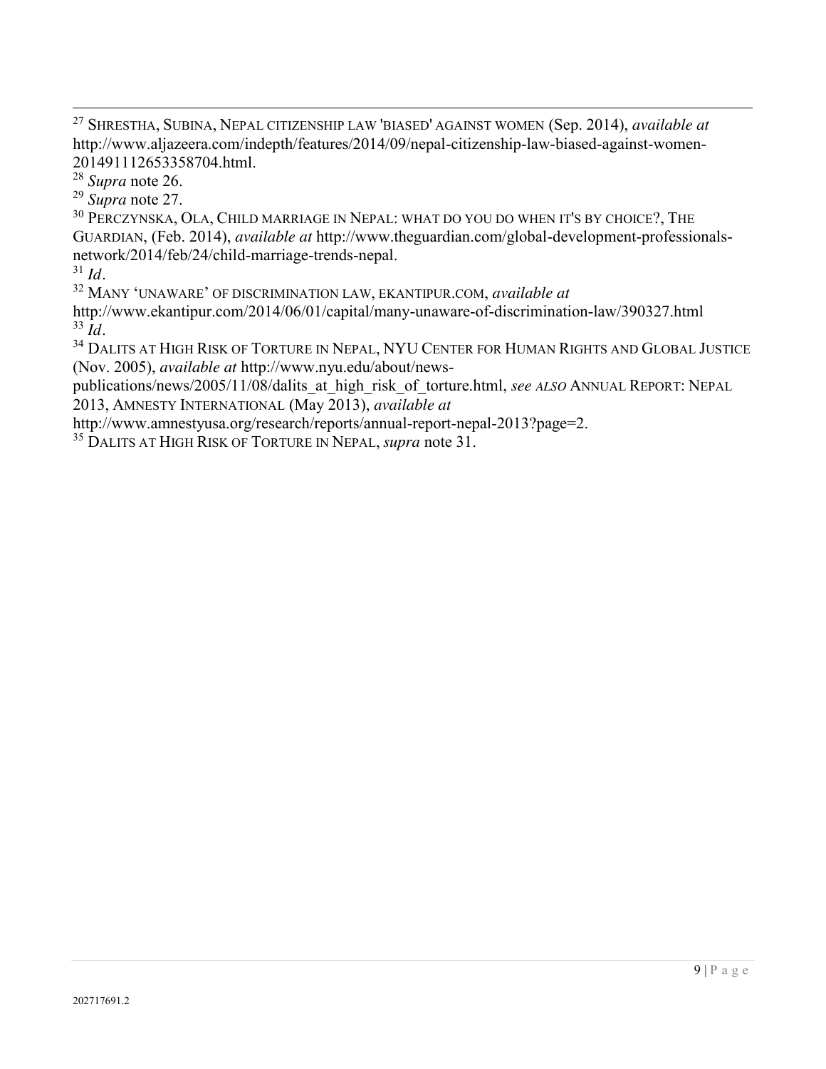[27] SHRESTHA, SUBINA, NEPAL CITIZENSHIP LAW 'BIASED' AGAINST WOMEN (Sep. 2014), *available at* http://www.aljazeera.com/indepth/features/2014/09/nepal-citizenship-law-biased-against-women-201491112653358704.html.

[28] *Supra* note 26.

[29] *Supra* note 27.

[30] PERCZYNSKA, OLA, CHILD MARRIAGE IN NEPAL: WHAT DO YOU DO WHEN IT'S BY CHOICE?, THE GUARDIAN, (Feb. 2014), *available at* http://www.theguardian.com/global-development-professionals-network/2014/feb/24/child-marriage-trends-nepal.

[31] *Id*.

[32] MANY 'UNAWARE' OF DISCRIMINATION LAW, EKANTIPUR.COM, *available at* http://www.ekantipur.com/2014/06/01/capital/many-unaware-of-discrimination-law/390327.html

[33] *Id*.

[34] DALITS AT HIGH RISK OF TORTURE IN NEPAL, NYU CENTER FOR HUMAN RIGHTS AND GLOBAL JUSTICE (Nov. 2005), *available at* http://www.nyu.edu/about/news-publications/news/2005/11/08/dalits_at_high_risk_of_torture.html, *see ALSO* ANNUAL REPORT: NEPAL 2013, AMNESTY INTERNATIONAL (May 2013), *available at* http://www.amnestyusa.org/research/reports/annual-report-nepal-2013?page=2.

[35] DALITS AT HIGH RISK OF TORTURE IN NEPAL, *supra* note 31.